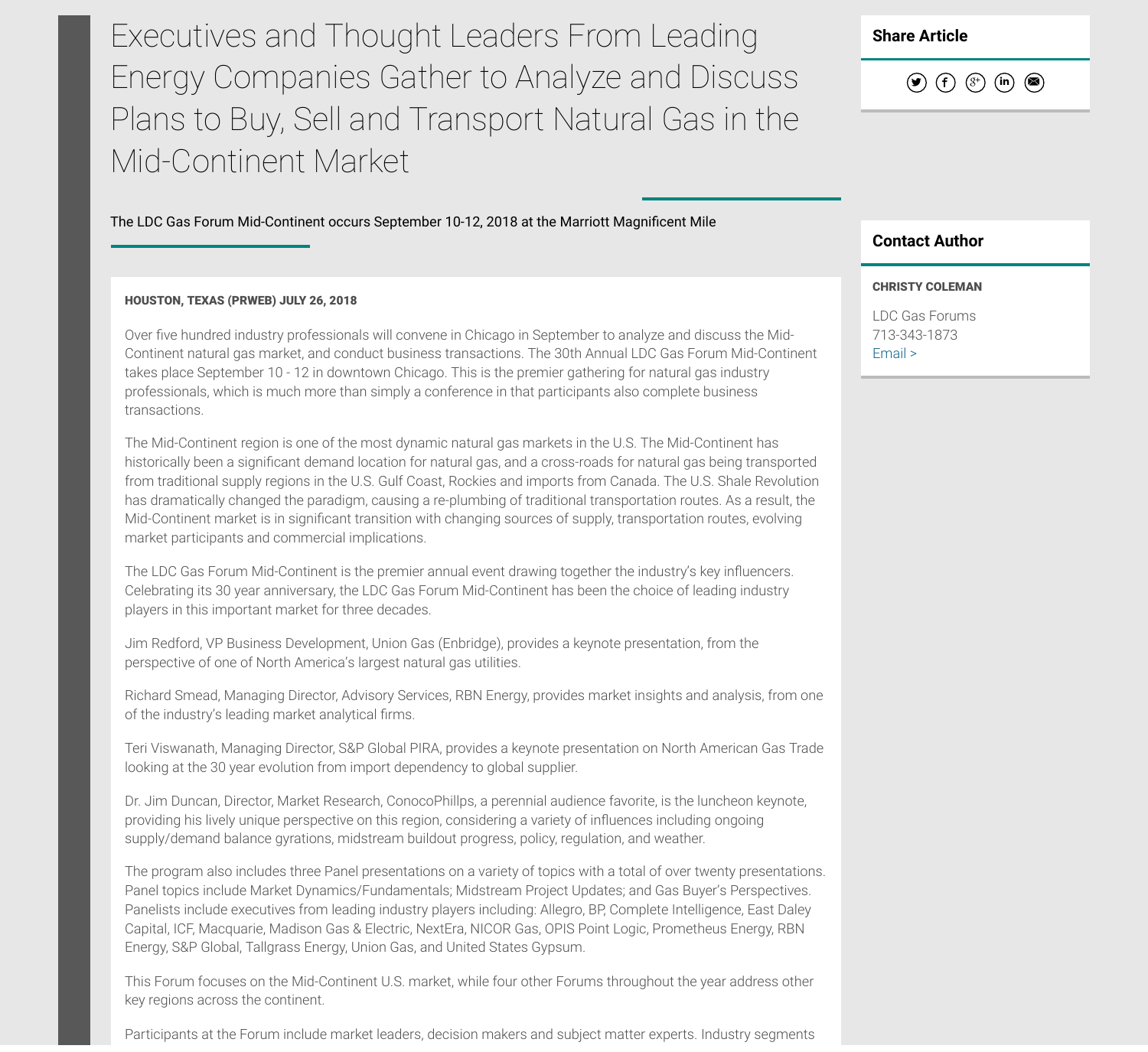# Executives and Thought Leaders From Leading Energy Companies Gather to Analyze and Discuss Plans to Buy, Sell and Transport Natural Gas in the Mid-Continent Market

The LDC Gas Forum Mid-Continent occurs September 10-12, 2018 at the Marriott Magnificent Mile

**HOUSTON, TEXAS (PRWEB) JULY 26, 2018**

Over five hundred industry professionals will convene in Chicago in September to analyze and discuss the Mid-Continent natural gas market, and conduct business transactions. The 30th Annual LDC Gas Forum Mid-Continent takes place September 10 - 12 in downtown Chicago. This is the premier gathering for natural gas industry professionals, which is much more than simply a conference in that participants also complete business transactions.

The Mid-Continent region is one of the most dynamic natural gas markets in the U.S. The Mid-Continent has historically been a significant demand location for natural gas, and a cross-roads for natural gas being transported from traditional supply regions in the U.S. Gulf Coast, Rockies and imports from Canada. The U.S. Shale Revolution has dramatically changed the paradigm, causing a re-plumbing of traditional transportation routes. As a result, the Mid-Continent market is in significant transition with changing sources of supply, transportation routes, evolving market participants and commercial implications.

The LDC Gas Forum Mid-Continent is the premier annual event drawing together the industry's key influencers. Celebrating its 30 year anniversary, the LDC Gas Forum Mid-Continent has been the choice of leading industry players in this important market for three decades.

Jim Redford, VP Business Development, Union Gas (Enbridge), provides a keynote presentation, from the perspective of one of North America's largest natural gas utilities.

Richard Smead, Managing Director, Advisory Services, RBN Energy, provides market insights and analysis, from one of the industry's leading market analytical firms.

Teri Viswanath, Managing Director, S&P Global PIRA, provides a keynote presentation on North American Gas Trade looking at the 30 year evolution from import dependency to global supplier.

Dr. Jim Duncan, Director, Market Research, ConocoPhillips, a perennial audience favorite, is the luncheon keynote, providing his lively unique perspective on this region, considering a variety of influences including ongoing supply/demand balance gyrations, midstream buildout progress, policy, regulation, and weather.

The program also includes three Panel presentations on a variety of topics with a total of over twenty presentations. Panel topics include Market Dynamics/Fundamentals; Midstream Project Updates; and Gas Buyer's Perspectives. Panelists include executives from leading industry players including: Allegro, BP, Complete Intelligence, East Daley Capital, ICF, Macquarie, Madison Gas & Electric, NextEra, NICOR Gas, OPIS Point Logic, Prometheus Energy, RBN Energy, S&P Global, Tallgrass Energy, Union Gas, and United States Gypsum.

This Forum focuses on the Mid-Continent U.S. market, while four other Forums throughout the year address other key regions across the continent.

Participants at the Forum include market leaders, decision makers and subject matter experts. Industry segments

## Share Article

## Contact Author

**CHRISTY COLEMAN**

LDC Gas Forums
713-343-1873
Email >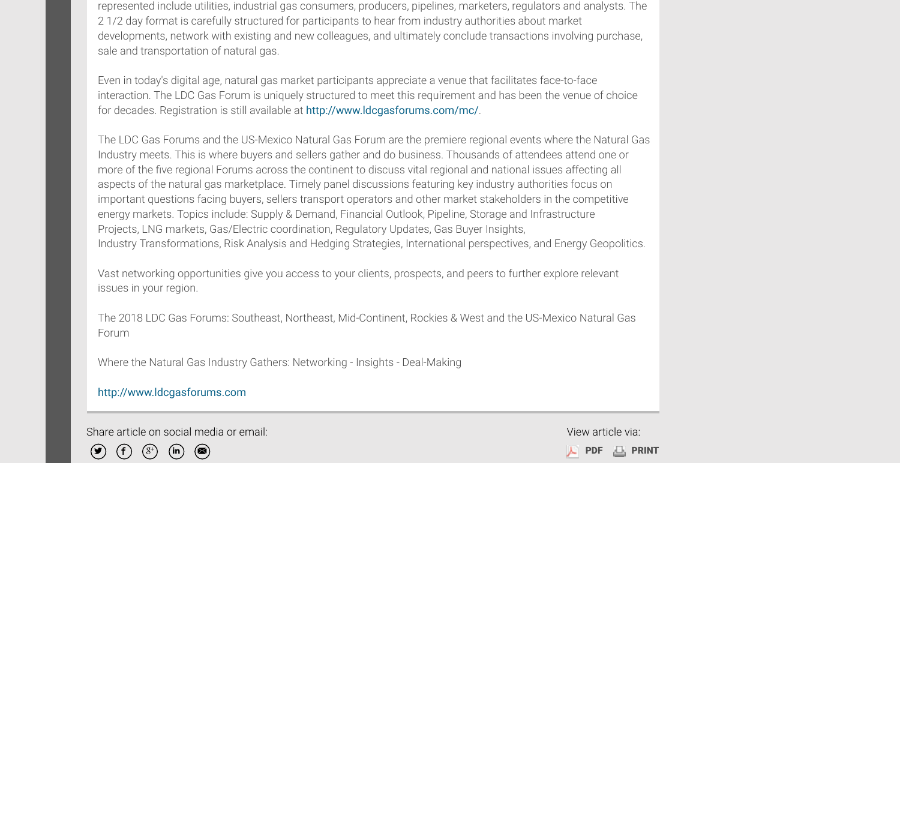represented include utilities, industrial gas consumers, producers, pipelines, marketers, regulators and analysts. The 2 1/2 day format is carefully structured for participants to hear from industry authorities about market developments, network with existing and new colleagues, and ultimately conclude transactions involving purchase, sale and transportation of natural gas.

Even in today's digital age, natural gas market participants appreciate a venue that facilitates face-to-face interaction. The LDC Gas Forum is uniquely structured to meet this requirement and has been the venue of choice for decades. Registration is still available at http://www.ldcgasforums.com/mc/.

The LDC Gas Forums and the US-Mexico Natural Gas Forum are the premiere regional events where the Natural Gas Industry meets. This is where buyers and sellers gather and do business. Thousands of attendees attend one or more of the five regional Forums across the continent to discuss vital regional and national issues affecting all aspects of the natural gas marketplace. Timely panel discussions featuring key industry authorities focus on important questions facing buyers, sellers transport operators and other market stakeholders in the competitive energy markets. Topics include: Supply & Demand, Financial Outlook, Pipeline, Storage and Infrastructure Projects, LNG markets, Gas/Electric coordination, Regulatory Updates, Gas Buyer Insights, Industry Transformations, Risk Analysis and Hedging Strategies, International perspectives, and Energy Geopolitics.

Vast networking opportunities give you access to your clients, prospects, and peers to further explore relevant issues in your region.

The 2018 LDC Gas Forums: Southeast, Northeast, Mid-Continent, Rockies & West and the US-Mexico Natural Gas Forum

Where the Natural Gas Industry Gathers: Networking - Insights - Deal-Making

http://www.ldcgasforums.com

Share article on social media or email:

View article via:

PDF PRINT